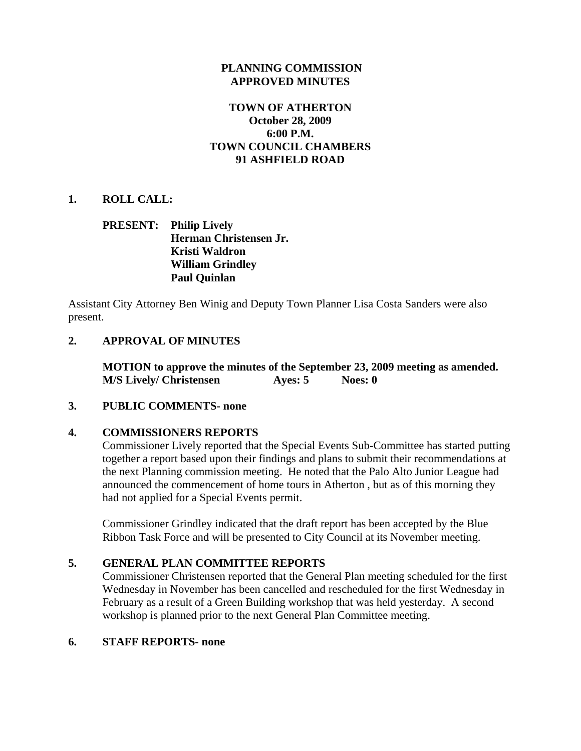**PLANNING COMMISSION**
**APPROVED MINUTES**

**TOWN OF ATHERTON**
**October 28, 2009**
**6:00 P.M.**
**TOWN COUNCIL CHAMBERS**
**91 ASHFIELD ROAD**

## 1. ROLL CALL:

**PRESENT:** **Philip Lively**
**Herman Christensen Jr.**
**Kristi Waldron**
**William Grindley**
**Paul Quinlan**

Assistant City Attorney Ben Winig and Deputy Town Planner Lisa Costa Sanders were also present.

## 2. APPROVAL OF MINUTES

**MOTION to approve the minutes of the September 23, 2009 meeting as amended.**
**M/S Lively/ Christensen Ayes: 5 Noes: 0**

## 3. PUBLIC COMMENTS- none

## 4. COMMISSIONERS REPORTS

Commissioner Lively reported that the Special Events Sub-Committee has started putting together a report based upon their findings and plans to submit their recommendations at the next Planning commission meeting. He noted that the Palo Alto Junior League had announced the commencement of home tours in Atherton , but as of this morning they had not applied for a Special Events permit.

Commissioner Grindley indicated that the draft report has been accepted by the Blue Ribbon Task Force and will be presented to City Council at its November meeting.

## 5. GENERAL PLAN COMMITTEE REPORTS

Commissioner Christensen reported that the General Plan meeting scheduled for the first Wednesday in November has been cancelled and rescheduled for the first Wednesday in February as a result of a Green Building workshop that was held yesterday. A second workshop is planned prior to the next General Plan Committee meeting.

## 6. STAFF REPORTS- none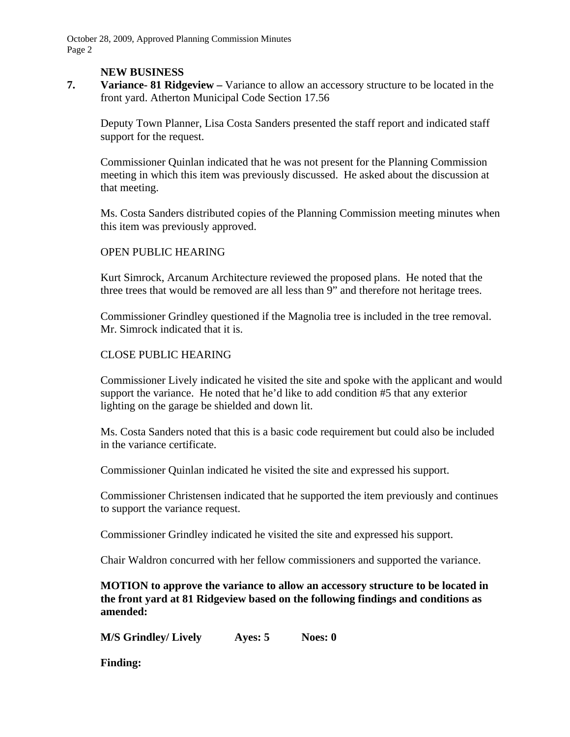**NEW BUSINESS**

**7. Variance- 81 Ridgeview –** Variance to allow an accessory structure to be located in the front yard. Atherton Municipal Code Section 17.56

Deputy Town Planner, Lisa Costa Sanders presented the staff report and indicated staff support for the request.

Commissioner Quinlan indicated that he was not present for the Planning Commission meeting in which this item was previously discussed. He asked about the discussion at that meeting.

Ms. Costa Sanders distributed copies of the Planning Commission meeting minutes when this item was previously approved.

OPEN PUBLIC HEARING

Kurt Simrock, Arcanum Architecture reviewed the proposed plans. He noted that the three trees that would be removed are all less than 9" and therefore not heritage trees.

Commissioner Grindley questioned if the Magnolia tree is included in the tree removal. Mr. Simrock indicated that it is.

CLOSE PUBLIC HEARING

Commissioner Lively indicated he visited the site and spoke with the applicant and would support the variance. He noted that he'd like to add condition #5 that any exterior lighting on the garage be shielded and down lit.

Ms. Costa Sanders noted that this is a basic code requirement but could also be included in the variance certificate.

Commissioner Quinlan indicated he visited the site and expressed his support.

Commissioner Christensen indicated that he supported the item previously and continues to support the variance request.

Commissioner Grindley indicated he visited the site and expressed his support.

Chair Waldron concurred with her fellow commissioners and supported the variance.

**MOTION to approve the variance to allow an accessory structure to be located in the front yard at 81 Ridgeview based on the following findings and conditions as amended:**

**M/S Grindley/ Lively Ayes: 5 Noes: 0**

**Finding:**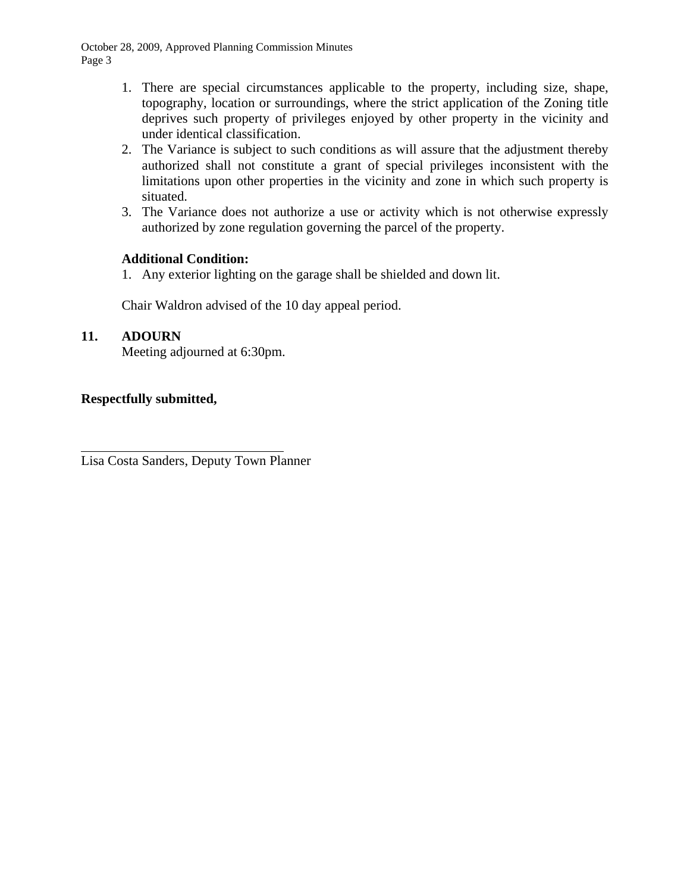1. There are special circumstances applicable to the property, including size, shape, topography, location or surroundings, where the strict application of the Zoning title deprives such property of privileges enjoyed by other property in the vicinity and under identical classification.
2. The Variance is subject to such conditions as will assure that the adjustment thereby authorized shall not constitute a grant of special privileges inconsistent with the limitations upon other properties in the vicinity and zone in which such property is situated.
3. The Variance does not authorize a use or activity which is not otherwise expressly authorized by zone regulation governing the parcel of the property.

**Additional Condition:**

1. Any exterior lighting on the garage shall be shielded and down lit.

Chair Waldron advised of the 10 day appeal period.

**11. ADOURN**

Meeting adjourned at 6:30pm.

**Respectfully submitted,**

_______________________________

Lisa Costa Sanders, Deputy Town Planner